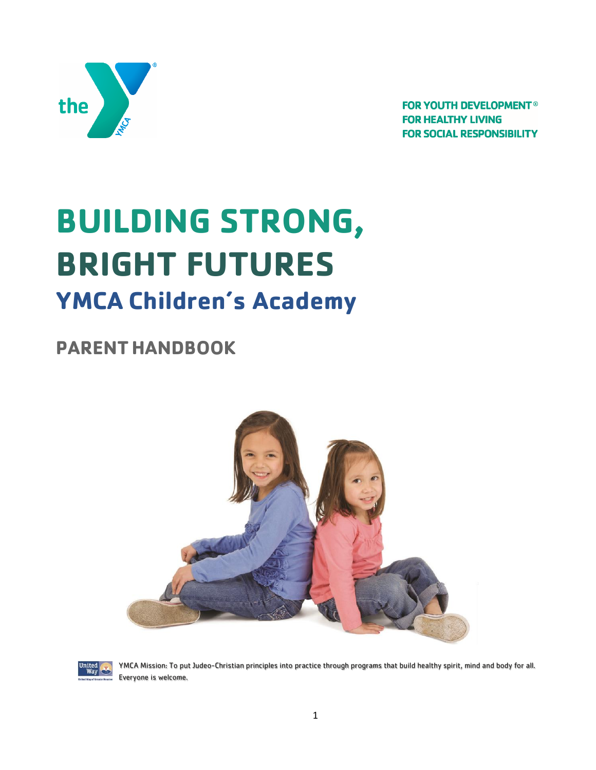FOR YOUTH DEVELOPMENT®
FOR HEALTHY LIVING
FOR SOCIAL RESPONSIBILITY

# BUILDING STRONG, BRIGHT FUTURES

## YMCA Children's Academy

## PARENT HANDBOOK

YMCA Mission: To put Judeo-Christian principles into practice through programs that build healthy spirit, mind and body for all. Everyone is welcome.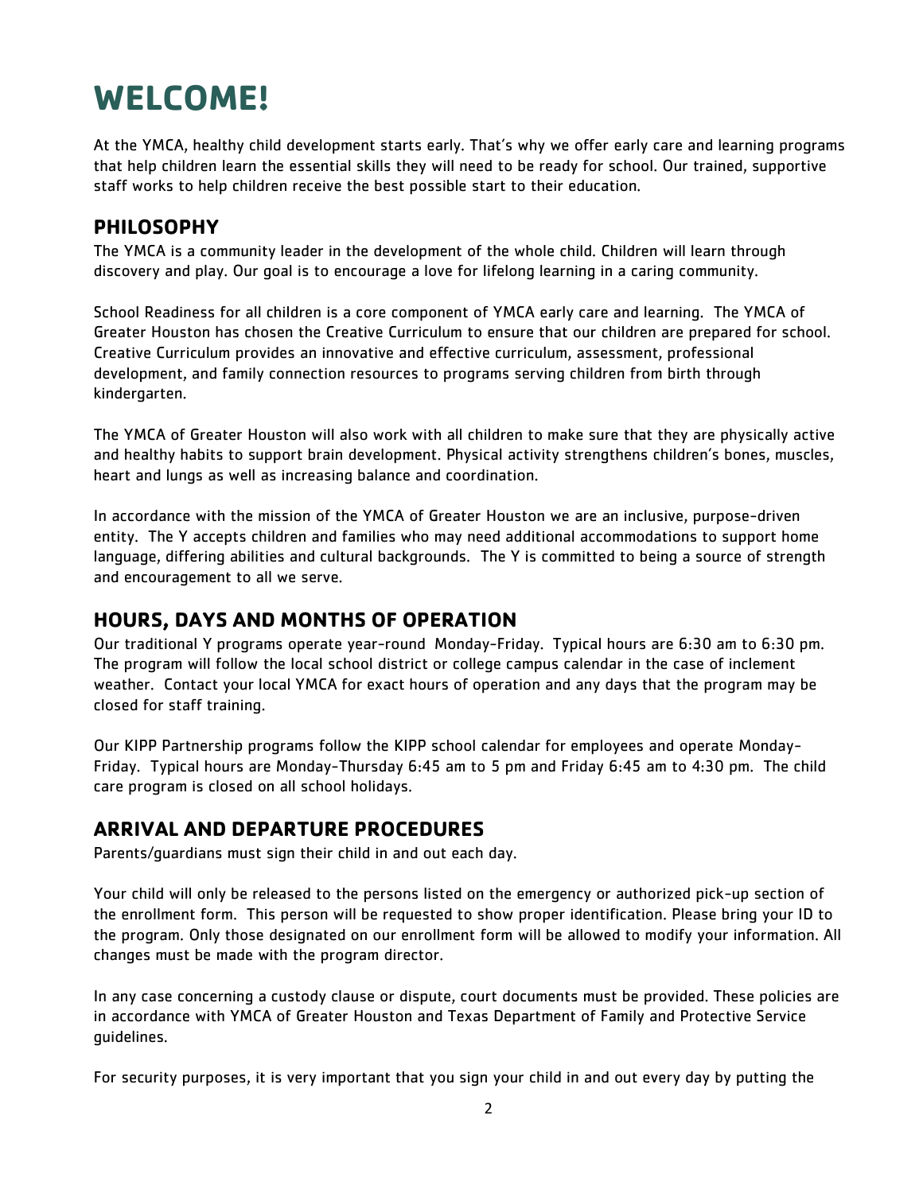# WELCOME!

At the YMCA, healthy child development starts early. That's why we offer early care and learning programs that help children learn the essential skills they will need to be ready for school. Our trained, supportive staff works to help children receive the best possible start to their education.

## PHILOSOPHY

The YMCA is a community leader in the development of the whole child. Children will learn through discovery and play. Our goal is to encourage a love for lifelong learning in a caring community.

School Readiness for all children is a core component of YMCA early care and learning. The YMCA of Greater Houston has chosen the Creative Curriculum to ensure that our children are prepared for school. Creative Curriculum provides an innovative and effective curriculum, assessment, professional development, and family connection resources to programs serving children from birth through kindergarten.

The YMCA of Greater Houston will also work with all children to make sure that they are physically active and healthy habits to support brain development. Physical activity strengthens children's bones, muscles, heart and lungs as well as increasing balance and coordination.

In accordance with the mission of the YMCA of Greater Houston we are an inclusive, purpose-driven entity. The Y accepts children and families who may need additional accommodations to support home language, differing abilities and cultural backgrounds. The Y is committed to being a source of strength and encouragement to all we serve.

## HOURS, DAYS AND MONTHS OF OPERATION

Our traditional Y programs operate year-round Monday-Friday. Typical hours are 6:30 am to 6:30 pm. The program will follow the local school district or college campus calendar in the case of inclement weather. Contact your local YMCA for exact hours of operation and any days that the program may be closed for staff training.

Our KIPP Partnership programs follow the KIPP school calendar for employees and operate Monday-Friday. Typical hours are Monday-Thursday 6:45 am to 5 pm and Friday 6:45 am to 4:30 pm. The child care program is closed on all school holidays.

## ARRIVAL AND DEPARTURE PROCEDURES

Parents/guardians must sign their child in and out each day.

Your child will only be released to the persons listed on the emergency or authorized pick-up section of the enrollment form. This person will be requested to show proper identification. Please bring your ID to the program. Only those designated on our enrollment form will be allowed to modify your information. All changes must be made with the program director.

In any case concerning a custody clause or dispute, court documents must be provided. These policies are in accordance with YMCA of Greater Houston and Texas Department of Family and Protective Service guidelines.

For security purposes, it is very important that you sign your child in and out every day by putting the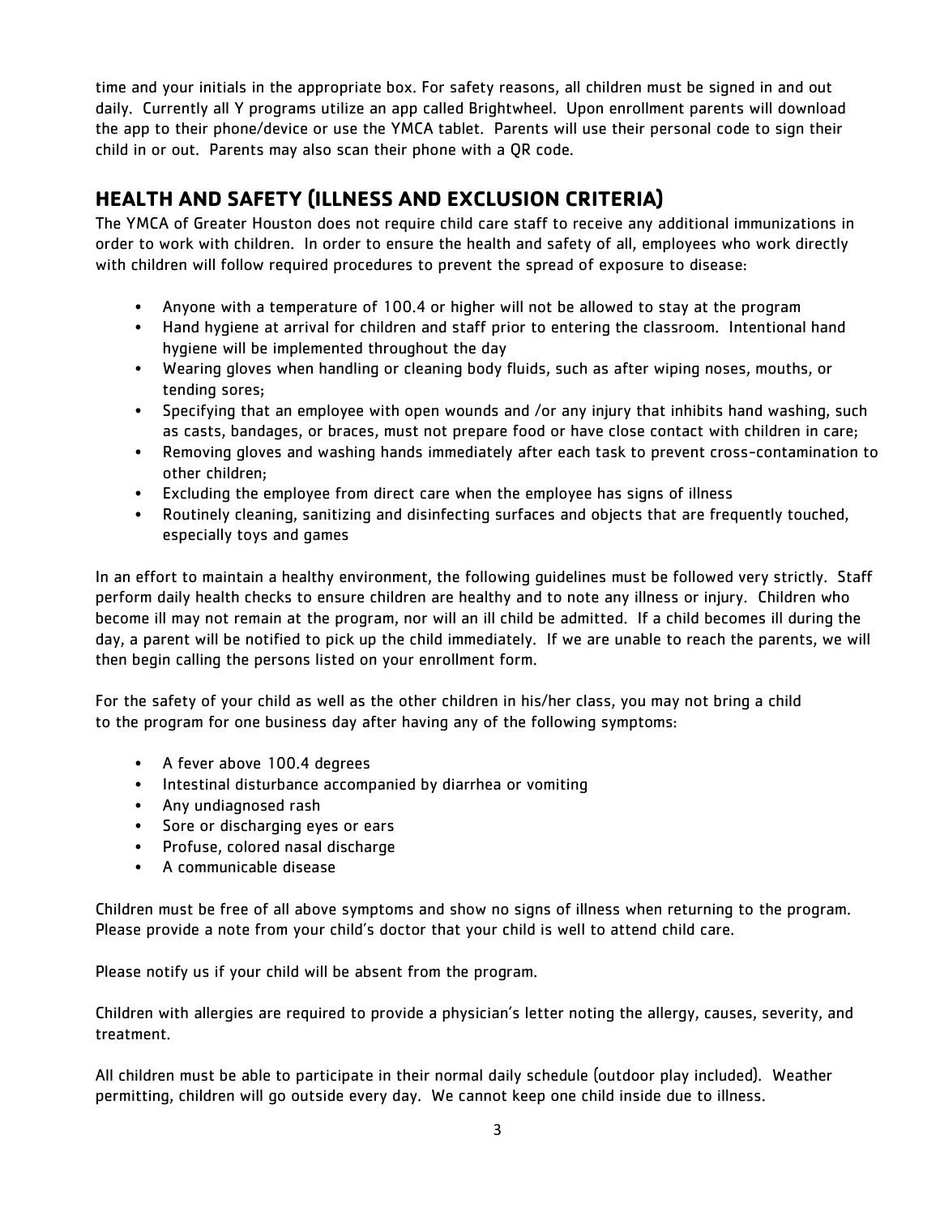time and your initials in the appropriate box. For safety reasons, all children must be signed in and out daily. Currently all Y programs utilize an app called Brightwheel. Upon enrollment parents will download the app to their phone/device or use the YMCA tablet. Parents will use their personal code to sign their child in or out. Parents may also scan their phone with a QR code.

## HEALTH AND SAFETY (ILLNESS AND EXCLUSION CRITERIA)

The YMCA of Greater Houston does not require child care staff to receive any additional immunizations in order to work with children. In order to ensure the health and safety of all, employees who work directly with children will follow required procedures to prevent the spread of exposure to disease:

- Anyone with a temperature of 100.4 or higher will not be allowed to stay at the program
- Hand hygiene at arrival for children and staff prior to entering the classroom. Intentional hand hygiene will be implemented throughout the day
- Wearing gloves when handling or cleaning body fluids, such as after wiping noses, mouths, or tending sores;
- Specifying that an employee with open wounds /or any injury that inhibits hand washing, such as casts, bandages, or braces, must not prepare food or have close contact with children in care;
- Removing gloves and washing hands immediately after each task to prevent cross-contamination to other children;
- Excluding the employee from direct care when the employee has signs of illness
- Routinely cleaning, sanitizing and disinfecting surfaces and objects that are frequently touched, especially toys and games

In an effort to maintain a healthy environment, the following guidelines must be followed very strictly. Staff perform daily health checks to ensure children are healthy and to note any illness or injury. Children who become ill may not remain at the program, nor will an ill child be admitted. If a child becomes ill during the day, a parent will be notified to pick up the child immediately. If we are unable to reach the parents, we will then begin calling the persons listed on your enrollment form.

For the safety of your child as well as the other children in his/her class, you may not bring a child to the program for one business day after having any of the following symptoms:

- A fever above 100.4 degrees
- Intestinal disturbance accompanied by diarrhea or vomiting
- Any undiagnosed rash
- Sore or discharging eyes or ears
- Profuse, colored nasal discharge
- A communicable disease

Children must be free of all above symptoms and show no signs of illness when returning to the program. Please provide a note from your child's doctor that your child is well to attend child care.

Please notify us if your child will be absent from the program.

Children with allergies are required to provide a physician's letter noting the allergy, causes, severity, and treatment.

All children must be able to participate in their normal daily schedule (outdoor play included). Weather permitting, children will go outside every day. We cannot keep one child inside due to illness.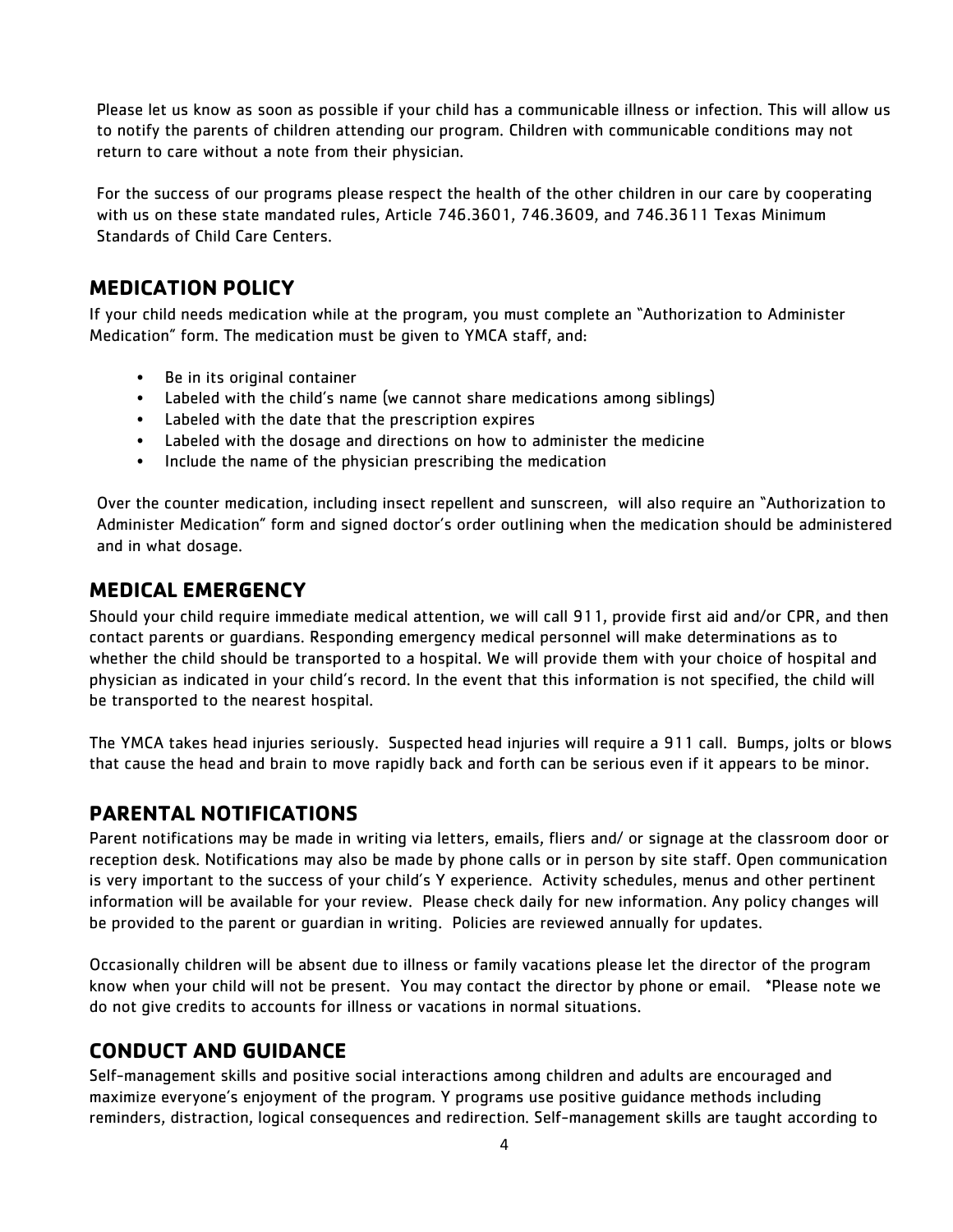Please let us know as soon as possible if your child has a communicable illness or infection. This will allow us to notify the parents of children attending our program. Children with communicable conditions may not return to care without a note from their physician.

For the success of our programs please respect the health of the other children in our care by cooperating with us on these state mandated rules, Article 746.3601, 746.3609, and 746.3611 Texas Minimum Standards of Child Care Centers.

## MEDICATION POLICY

If your child needs medication while at the program, you must complete an "Authorization to Administer Medication" form. The medication must be given to YMCA staff, and:

- Be in its original container
- Labeled with the child's name (we cannot share medications among siblings)
- Labeled with the date that the prescription expires
- Labeled with the dosage and directions on how to administer the medicine
- Include the name of the physician prescribing the medication

Over the counter medication, including insect repellent and sunscreen, will also require an "Authorization to Administer Medication" form and signed doctor's order outlining when the medication should be administered and in what dosage.

## MEDICAL EMERGENCY

Should your child require immediate medical attention, we will call 911, provide first aid and/or CPR, and then contact parents or guardians. Responding emergency medical personnel will make determinations as to whether the child should be transported to a hospital. We will provide them with your choice of hospital and physician as indicated in your child's record. In the event that this information is not specified, the child will be transported to the nearest hospital.

The YMCA takes head injuries seriously. Suspected head injuries will require a 911 call. Bumps, jolts or blows that cause the head and brain to move rapidly back and forth can be serious even if it appears to be minor.

## PARENTAL NOTIFICATIONS

Parent notifications may be made in writing via letters, emails, fliers and/ or signage at the classroom door or reception desk. Notifications may also be made by phone calls or in person by site staff. Open communication is very important to the success of your child's Y experience. Activity schedules, menus and other pertinent information will be available for your review. Please check daily for new information. Any policy changes will be provided to the parent or guardian in writing. Policies are reviewed annually for updates.

Occasionally children will be absent due to illness or family vacations please let the director of the program know when your child will not be present. You may contact the director by phone or email. *Please note we do not give credits to accounts for illness or vacations in normal situations.

## CONDUCT AND GUIDANCE

Self-management skills and positive social interactions among children and adults are encouraged and maximize everyone's enjoyment of the program. Y programs use positive guidance methods including reminders, distraction, logical consequences and redirection. Self-management skills are taught according to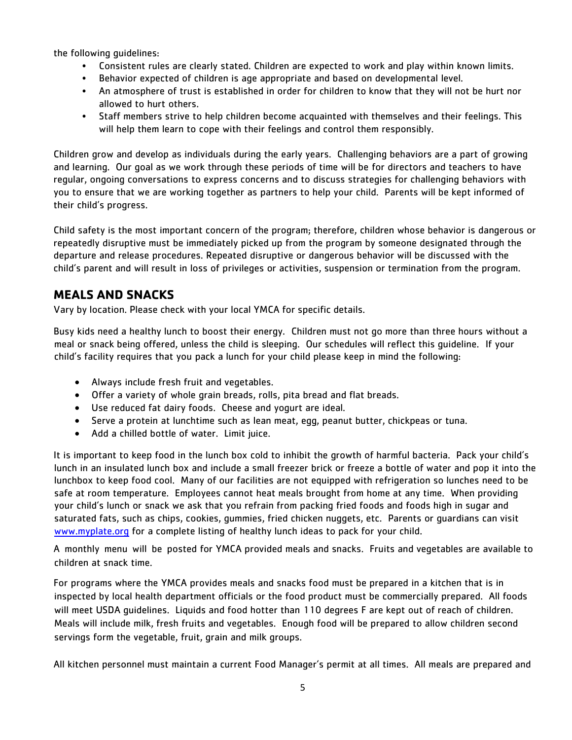the following guidelines:

- Consistent rules are clearly stated. Children are expected to work and play within known limits.
- Behavior expected of children is age appropriate and based on developmental level.
- An atmosphere of trust is established in order for children to know that they will not be hurt nor allowed to hurt others.
- Staff members strive to help children become acquainted with themselves and their feelings. This will help them learn to cope with their feelings and control them responsibly.

Children grow and develop as individuals during the early years. Challenging behaviors are a part of growing and learning. Our goal as we work through these periods of time will be for directors and teachers to have regular, ongoing conversations to express concerns and to discuss strategies for challenging behaviors with you to ensure that we are working together as partners to help your child. Parents will be kept informed of their child's progress.

Child safety is the most important concern of the program; therefore, children whose behavior is dangerous or repeatedly disruptive must be immediately picked up from the program by someone designated through the departure and release procedures. Repeated disruptive or dangerous behavior will be discussed with the child's parent and will result in loss of privileges or activities, suspension or termination from the program.

## MEALS AND SNACKS

Vary by location. Please check with your local YMCA for specific details.

Busy kids need a healthy lunch to boost their energy. Children must not go more than three hours without a meal or snack being offered, unless the child is sleeping. Our schedules will reflect this guideline. If your child's facility requires that you pack a lunch for your child please keep in mind the following:

- Always include fresh fruit and vegetables.
- Offer a variety of whole grain breads, rolls, pita bread and flat breads.
- Use reduced fat dairy foods. Cheese and yogurt are ideal.
- Serve a protein at lunchtime such as lean meat, egg, peanut butter, chickpeas or tuna.
- Add a chilled bottle of water. Limit juice.

It is important to keep food in the lunch box cold to inhibit the growth of harmful bacteria. Pack your child's lunch in an insulated lunch box and include a small freezer brick or freeze a bottle of water and pop it into the lunchbox to keep food cool. Many of our facilities are not equipped with refrigeration so lunches need to be safe at room temperature. Employees cannot heat meals brought from home at any time. When providing your child's lunch or snack we ask that you refrain from packing fried foods and foods high in sugar and saturated fats, such as chips, cookies, gummies, fried chicken nuggets, etc. Parents or guardians can visit [www.myplate.org](http://www.myplate.org) for a complete listing of healthy lunch ideas to pack for your child.

A monthly menu will be posted for YMCA provided meals and snacks. Fruits and vegetables are available to children at snack time.

For programs where the YMCA provides meals and snacks food must be prepared in a kitchen that is in inspected by local health department officials or the food product must be commercially prepared. All foods will meet USDA guidelines. Liquids and food hotter than 110 degrees F are kept out of reach of children. Meals will include milk, fresh fruits and vegetables. Enough food will be prepared to allow children second servings form the vegetable, fruit, grain and milk groups.

All kitchen personnel must maintain a current Food Manager's permit at all times. All meals are prepared and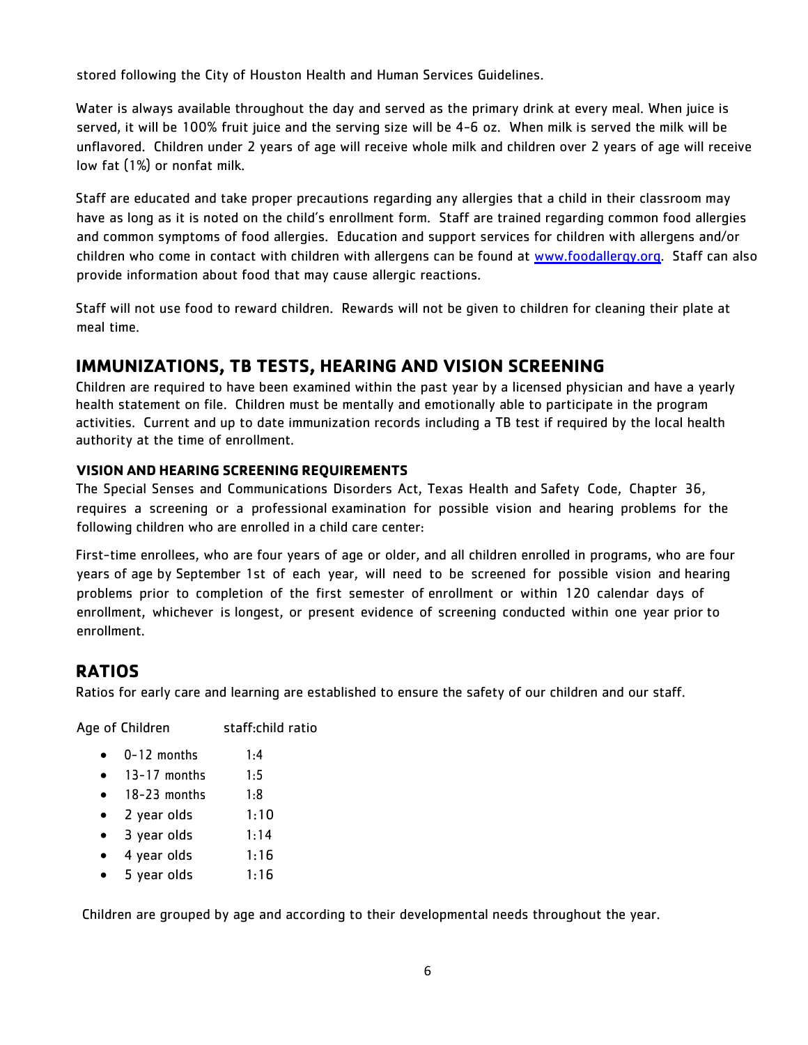stored following the City of Houston Health and Human Services Guidelines.

Water is always available throughout the day and served as the primary drink at every meal. When juice is served, it will be 100% fruit juice and the serving size will be 4-6 oz. When milk is served the milk will be unflavored. Children under 2 years of age will receive whole milk and children over 2 years of age will receive low fat (1%) or nonfat milk.

Staff are educated and take proper precautions regarding any allergies that a child in their classroom may have as long as it is noted on the child's enrollment form. Staff are trained regarding common food allergies and common symptoms of food allergies. Education and support services for children with allergens and/or children who come in contact with children with allergens can be found at [www.foodallergy.org](http://www.foodallergy.org). Staff can also provide information about food that may cause allergic reactions.

Staff will not use food to reward children. Rewards will not be given to children for cleaning their plate at meal time.

## IMMUNIZATIONS, TB TESTS, HEARING AND VISION SCREENING

Children are required to have been examined within the past year by a licensed physician and have a yearly health statement on file. Children must be mentally and emotionally able to participate in the program activities. Current and up to date immunization records including a TB test if required by the local health authority at the time of enrollment.

### VISION AND HEARING SCREENING REQUIREMENTS

The Special Senses and Communications Disorders Act, Texas Health and Safety Code, Chapter 36, requires a screening or a professional examination for possible vision and hearing problems for the following children who are enrolled in a child care center:

First-time enrollees, who are four years of age or older, and all children enrolled in programs, who are four years of age by September 1st of each year, will need to be screened for possible vision and hearing problems prior to completion of the first semester of enrollment or within 120 calendar days of enrollment, whichever is longest, or present evidence of screening conducted within one year prior to enrollment.

## RATIOS

Ratios for early care and learning are established to ensure the safety of our children and our staff.

| Age of Children | staff:child ratio |
|---|---|
| 0-12 months | 1:4 |
| 13-17 months | 1:5 |
| 18-23 months | 1:8 |
| 2 year olds | 1:10 |
| 3 year olds | 1:14 |
| 4 year olds | 1:16 |
| 5 year olds | 1:16 |

Children are grouped by age and according to their developmental needs throughout the year.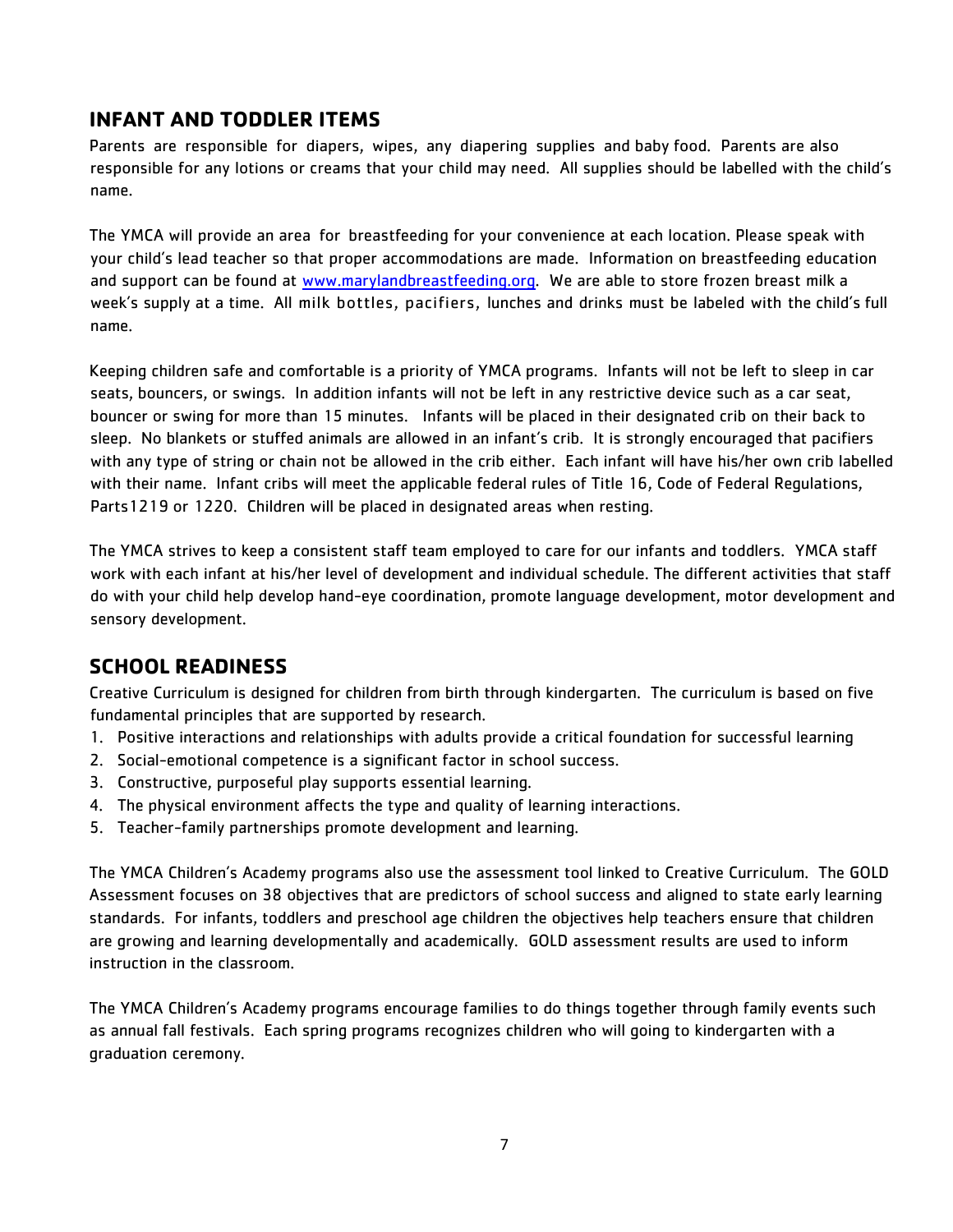## INFANT AND TODDLER ITEMS

Parents are responsible for diapers, wipes, any diapering supplies and baby food. Parents are also responsible for any lotions or creams that your child may need. All supplies should be labelled with the child's name.

The YMCA will provide an area for breastfeeding for your convenience at each location. Please speak with your child's lead teacher so that proper accommodations are made. Information on breastfeeding education and support can be found at www.marylandbreastfeeding.org. We are able to store frozen breast milk a week's supply at a time. All milk bottles, pacifiers, lunches and drinks must be labeled with the child's full name.

Keeping children safe and comfortable is a priority of YMCA programs. Infants will not be left to sleep in car seats, bouncers, or swings. In addition infants will not be left in any restrictive device such as a car seat, bouncer or swing for more than 15 minutes. Infants will be placed in their designated crib on their back to sleep. No blankets or stuffed animals are allowed in an infant's crib. It is strongly encouraged that pacifiers with any type of string or chain not be allowed in the crib either. Each infant will have his/her own crib labelled with their name. Infant cribs will meet the applicable federal rules of Title 16, Code of Federal Regulations, Parts1219 or 1220. Children will be placed in designated areas when resting.

The YMCA strives to keep a consistent staff team employed to care for our infants and toddlers. YMCA staff work with each infant at his/her level of development and individual schedule. The different activities that staff do with your child help develop hand-eye coordination, promote language development, motor development and sensory development.

## SCHOOL READINESS

Creative Curriculum is designed for children from birth through kindergarten. The curriculum is based on five fundamental principles that are supported by research.

1. Positive interactions and relationships with adults provide a critical foundation for successful learning
2. Social-emotional competence is a significant factor in school success.
3. Constructive, purposeful play supports essential learning.
4. The physical environment affects the type and quality of learning interactions.
5. Teacher-family partnerships promote development and learning.

The YMCA Children's Academy programs also use the assessment tool linked to Creative Curriculum. The GOLD Assessment focuses on 38 objectives that are predictors of school success and aligned to state early learning standards. For infants, toddlers and preschool age children the objectives help teachers ensure that children are growing and learning developmentally and academically. GOLD assessment results are used to inform instruction in the classroom.

The YMCA Children's Academy programs encourage families to do things together through family events such as annual fall festivals. Each spring programs recognizes children who will going to kindergarten with a graduation ceremony.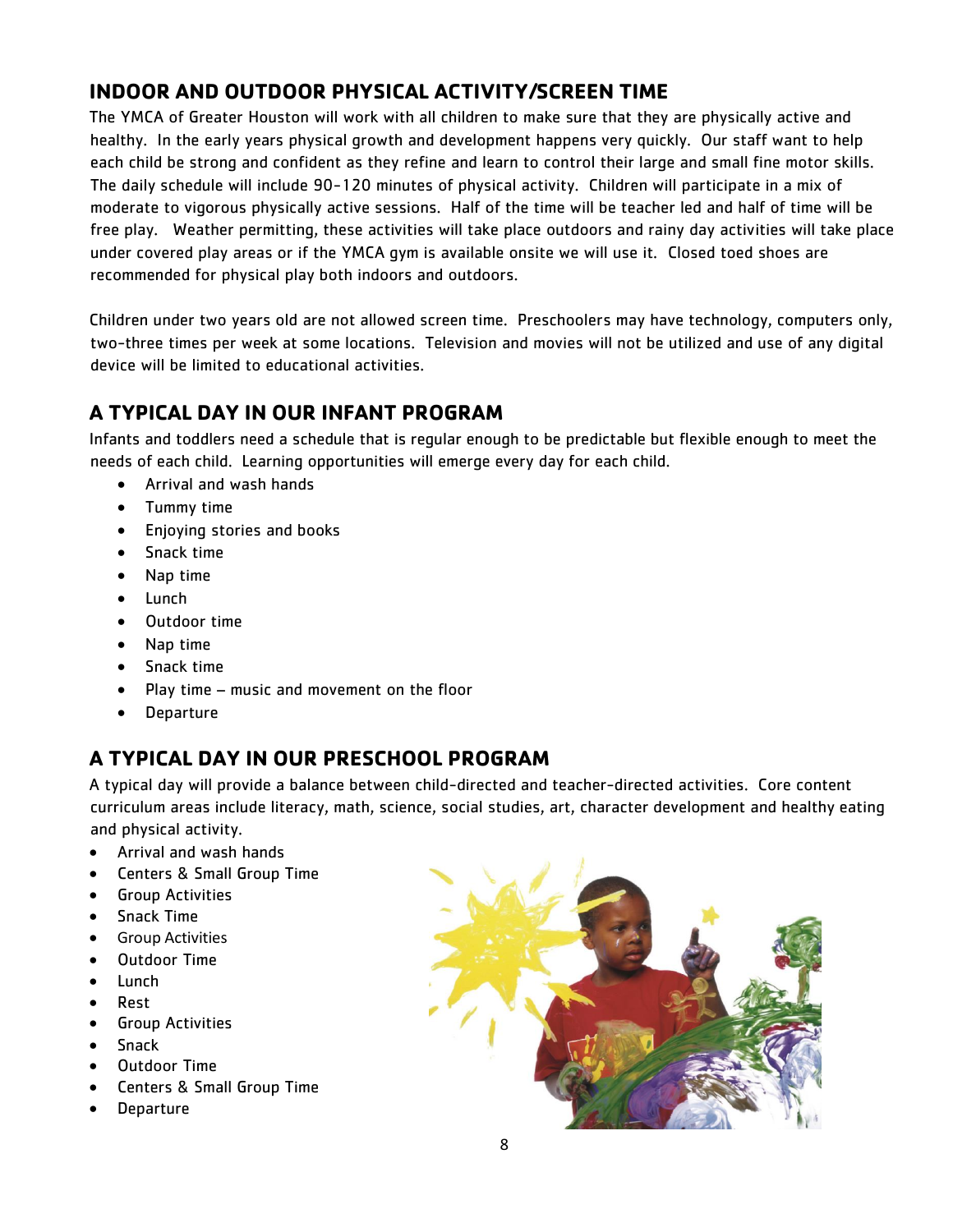## INDOOR AND OUTDOOR PHYSICAL ACTIVITY/SCREEN TIME

The YMCA of Greater Houston will work with all children to make sure that they are physically active and healthy. In the early years physical growth and development happens very quickly. Our staff want to help each child be strong and confident as they refine and learn to control their large and small fine motor skills. The daily schedule will include 90-120 minutes of physical activity. Children will participate in a mix of moderate to vigorous physically active sessions. Half of the time will be teacher led and half of time will be free play. Weather permitting, these activities will take place outdoors and rainy day activities will take place under covered play areas or if the YMCA gym is available onsite we will use it. Closed toed shoes are recommended for physical play both indoors and outdoors.

Children under two years old are not allowed screen time. Preschoolers may have technology, computers only, two-three times per week at some locations. Television and movies will not be utilized and use of any digital device will be limited to educational activities.

## A TYPICAL DAY IN OUR INFANT PROGRAM

Infants and toddlers need a schedule that is regular enough to be predictable but flexible enough to meet the needs of each child. Learning opportunities will emerge every day for each child.

- Arrival and wash hands
- Tummy time
- Enjoying stories and books
- Snack time
- Nap time
- Lunch
- Outdoor time
- Nap time
- Snack time
- Play time – music and movement on the floor
- Departure

## A TYPICAL DAY IN OUR PRESCHOOL PROGRAM

A typical day will provide a balance between child-directed and teacher-directed activities. Core content curriculum areas include literacy, math, science, social studies, art, character development and healthy eating and physical activity.

- Arrival and wash hands
- Centers & Small Group Time
- Group Activities
- Snack Time
- Group Activities
- Outdoor Time
- Lunch
- Rest
- Group Activities
- Snack
- Outdoor Time
- Centers & Small Group Time
- Departure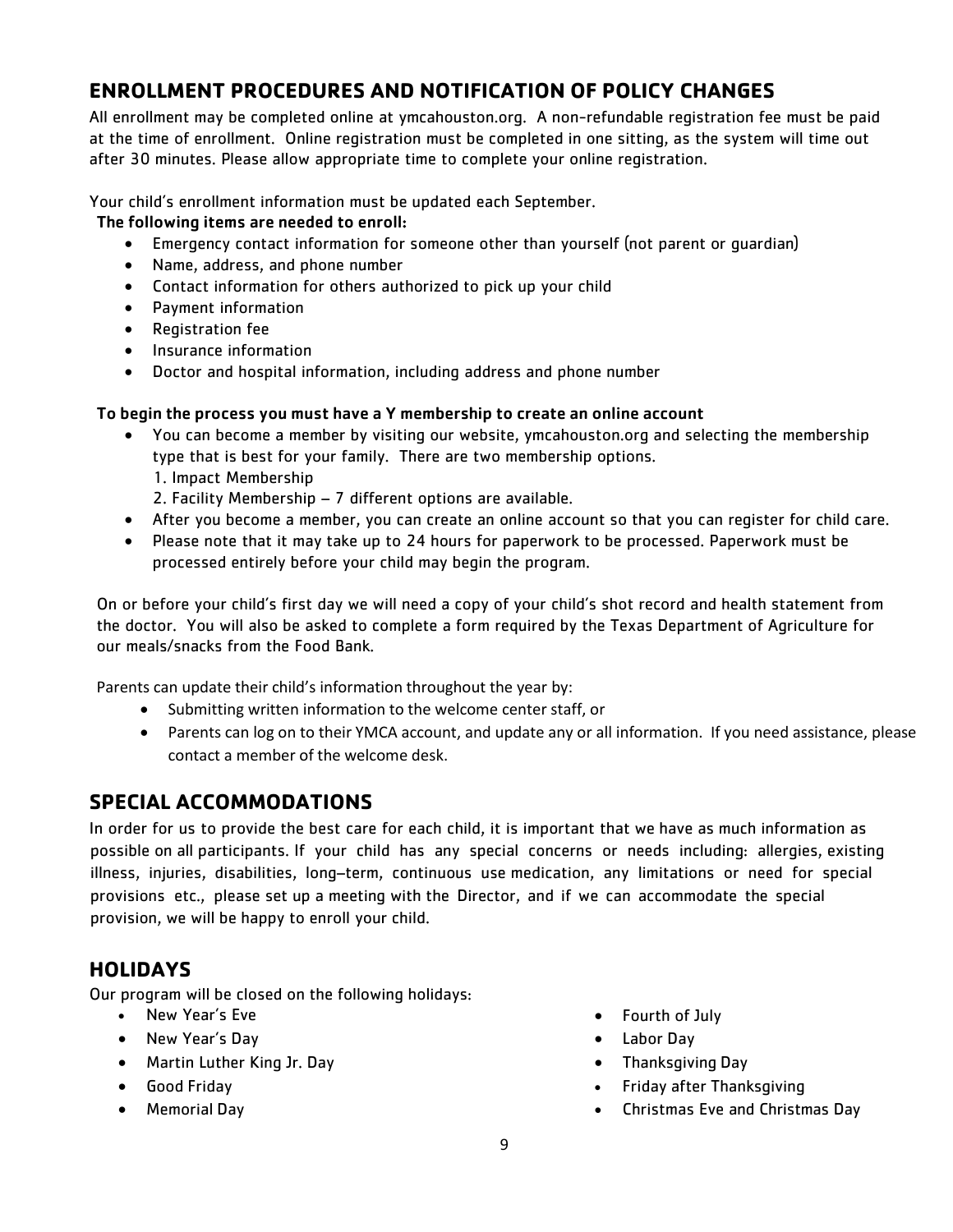## ENROLLMENT PROCEDURES AND NOTIFICATION OF POLICY CHANGES

All enrollment may be completed online at ymcahouston.org. A non-refundable registration fee must be paid at the time of enrollment. Online registration must be completed in one sitting, as the system will time out after 30 minutes. Please allow appropriate time to complete your online registration.

Your child's enrollment information must be updated each September.

**The following items are needed to enroll:**

- Emergency contact information for someone other than yourself (not parent or guardian)
- Name, address, and phone number
- Contact information for others authorized to pick up your child
- Payment information
- Registration fee
- Insurance information
- Doctor and hospital information, including address and phone number

**To begin the process you must have a Y membership to create an online account**

- You can become a member by visiting our website, ymcahouston.org and selecting the membership type that is best for your family. There are two membership options.
  1. Impact Membership
  2. Facility Membership – 7 different options are available.
- After you become a member, you can create an online account so that you can register for child care.
- Please note that it may take up to 24 hours for paperwork to be processed. Paperwork must be processed entirely before your child may begin the program.

On or before your child's first day we will need a copy of your child's shot record and health statement from the doctor. You will also be asked to complete a form required by the Texas Department of Agriculture for our meals/snacks from the Food Bank.

Parents can update their child's information throughout the year by:

- Submitting written information to the welcome center staff, or
- Parents can log on to their YMCA account, and update any or all information. If you need assistance, please contact a member of the welcome desk.

## SPECIAL ACCOMMODATIONS

In order for us to provide the best care for each child, it is important that we have as much information as possible on all participants. If your child has any special concerns or needs including: allergies, existing illness, injuries, disabilities, long–term, continuous use medication, any limitations or need for special provisions etc., please set up a meeting with the Director, and if we can accommodate the special provision, we will be happy to enroll your child.

## HOLIDAYS

Our program will be closed on the following holidays:

- New Year's Eve
- New Year's Day
- Martin Luther King Jr. Day
- Good Friday
- Memorial Day
- Fourth of July
- Labor Day
- Thanksgiving Day
- Friday after Thanksgiving
- Christmas Eve and Christmas Day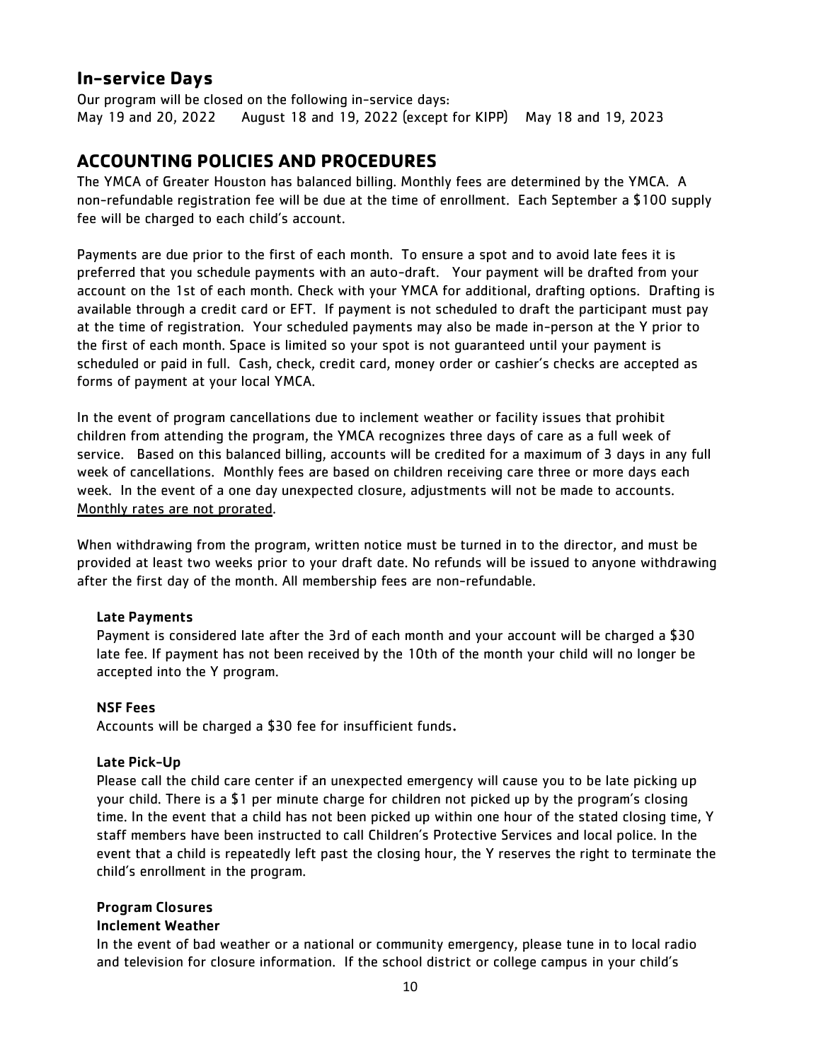## In-service Days

Our program will be closed on the following in-service days:
May 19 and 20, 2022 August 18 and 19, 2022 (except for KIPP) May 18 and 19, 2023

## ACCOUNTING POLICIES AND PROCEDURES

The YMCA of Greater Houston has balanced billing. Monthly fees are determined by the YMCA. A non-refundable registration fee will be due at the time of enrollment. Each September a $100 supply fee will be charged to each child's account.

Payments are due prior to the first of each month. To ensure a spot and to avoid late fees it is preferred that you schedule payments with an auto-draft. Your payment will be drafted from your account on the 1st of each month. Check with your YMCA for additional, drafting options. Drafting is available through a credit card or EFT. If payment is not scheduled to draft the participant must pay at the time of registration. Your scheduled payments may also be made in-person at the Y prior to the first of each month. Space is limited so your spot is not guaranteed until your payment is scheduled or paid in full. Cash, check, credit card, money order or cashier's checks are accepted as forms of payment at your local YMCA.

In the event of program cancellations due to inclement weather or facility issues that prohibit children from attending the program, the YMCA recognizes three days of care as a full week of service. Based on this balanced billing, accounts will be credited for a maximum of 3 days in any full week of cancellations. Monthly fees are based on children receiving care three or more days each week. In the event of a one day unexpected closure, adjustments will not be made to accounts. <u>Monthly rates are not prorated</u>.

When withdrawing from the program, written notice must be turned in to the director, and must be provided at least two weeks prior to your draft date. No refunds will be issued to anyone withdrawing after the first day of the month. All membership fees are non-refundable.

### Late Payments

Payment is considered late after the 3rd of each month and your account will be charged a $30 late fee. If payment has not been received by the 10th of the month your child will no longer be accepted into the Y program.

### NSF Fees

Accounts will be charged a $30 fee for insufficient funds.

### Late Pick-Up

Please call the child care center if an unexpected emergency will cause you to be late picking up your child. There is a $1 per minute charge for children not picked up by the program's closing time. In the event that a child has not been picked up within one hour of the stated closing time, Y staff members have been instructed to call Children's Protective Services and local police. In the event that a child is repeatedly left past the closing hour, the Y reserves the right to terminate the child's enrollment in the program.

### Program Closures

#### Inclement Weather

In the event of bad weather or a national or community emergency, please tune in to local radio and television for closure information. If the school district or college campus in your child's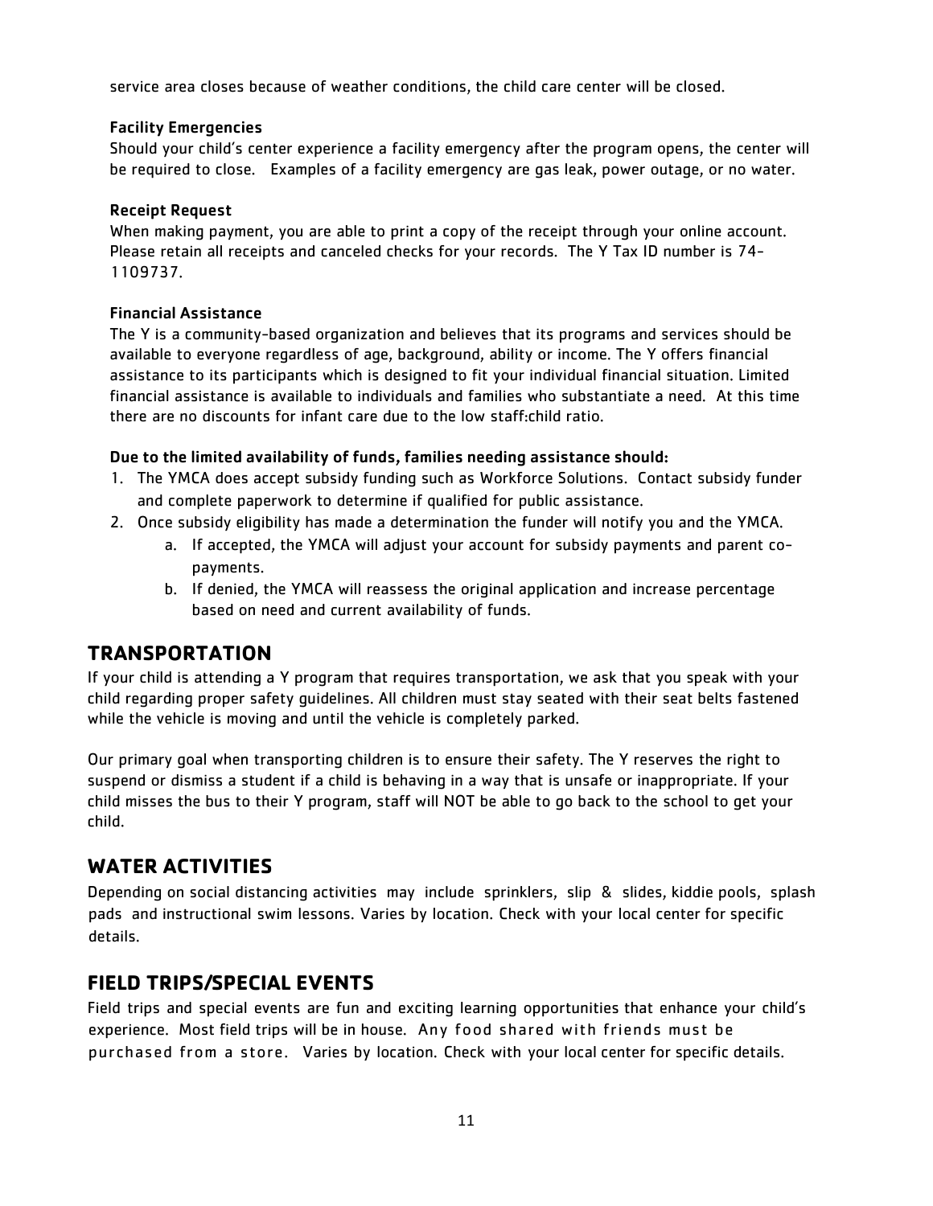service area closes because of weather conditions, the child care center will be closed.

### Facility Emergencies

Should your child's center experience a facility emergency after the program opens, the center will be required to close. Examples of a facility emergency are gas leak, power outage, or no water.

### Receipt Request

When making payment, you are able to print a copy of the receipt through your online account. Please retain all receipts and canceled checks for your records. The Y Tax ID number is 74-1109737.

### Financial Assistance

The Y is a community-based organization and believes that its programs and services should be available to everyone regardless of age, background, ability or income. The Y offers financial assistance to its participants which is designed to fit your individual financial situation. Limited financial assistance is available to individuals and families who substantiate a need. At this time there are no discounts for infant care due to the low staff:child ratio.

**Due to the limited availability of funds, families needing assistance should:**

1. The YMCA does accept subsidy funding such as Workforce Solutions. Contact subsidy funder and complete paperwork to determine if qualified for public assistance.
2. Once subsidy eligibility has made a determination the funder will notify you and the YMCA.
   a. If accepted, the YMCA will adjust your account for subsidy payments and parent co-payments.
   b. If denied, the YMCA will reassess the original application and increase percentage based on need and current availability of funds.

## TRANSPORTATION

If your child is attending a Y program that requires transportation, we ask that you speak with your child regarding proper safety guidelines. All children must stay seated with their seat belts fastened while the vehicle is moving and until the vehicle is completely parked.

Our primary goal when transporting children is to ensure their safety. The Y reserves the right to suspend or dismiss a student if a child is behaving in a way that is unsafe or inappropriate. If your child misses the bus to their Y program, staff will NOT be able to go back to the school to get your child.

## WATER ACTIVITIES

Depending on social distancing activities may include sprinklers, slip & slides, kiddie pools, splash pads and instructional swim lessons. Varies by location. Check with your local center for specific details.

## FIELD TRIPS/SPECIAL EVENTS

Field trips and special events are fun and exciting learning opportunities that enhance your child's experience. Most field trips will be in house. Any food shared with friends must be purchased from a store. Varies by location. Check with your local center for specific details.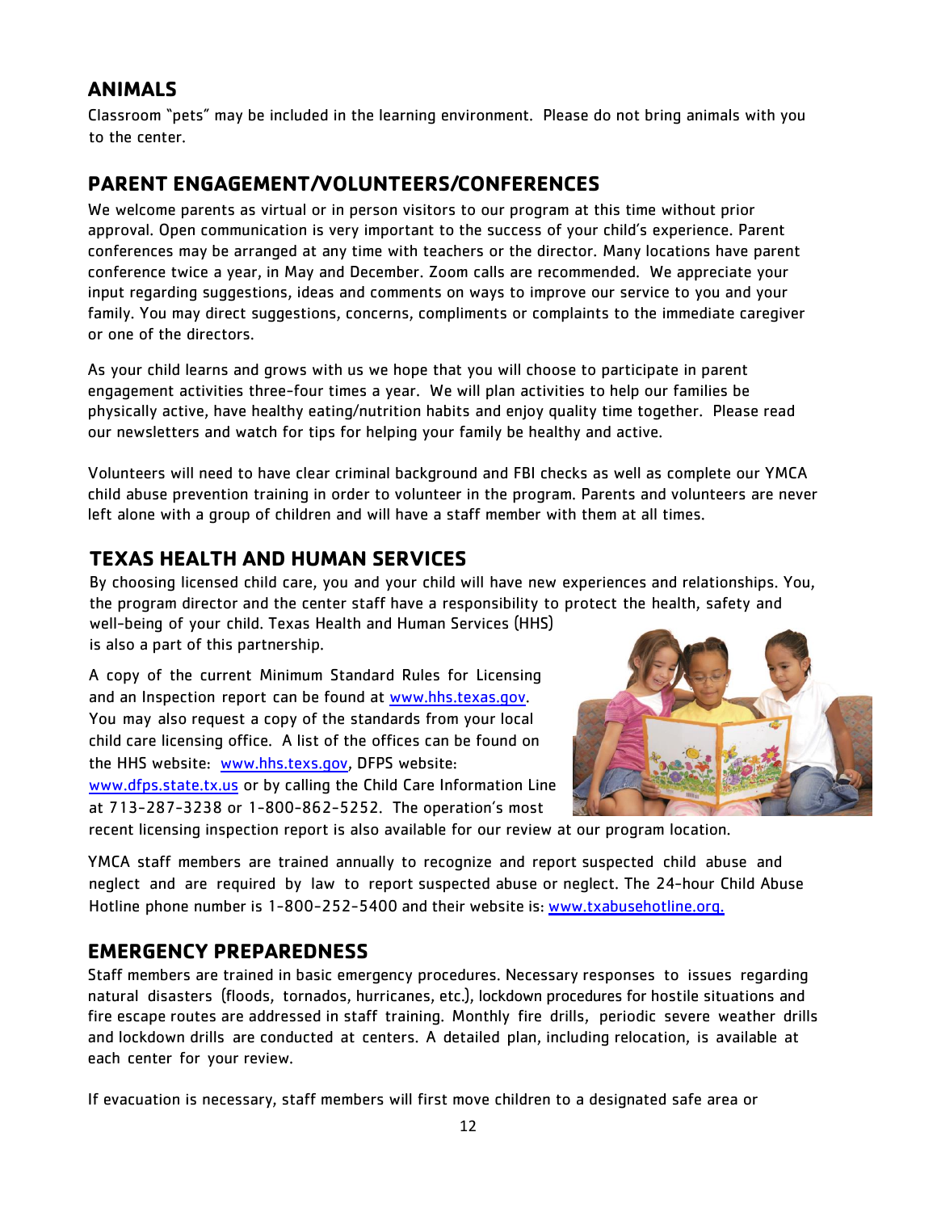## ANIMALS

Classroom "pets" may be included in the learning environment. Please do not bring animals with you to the center.

## PARENT ENGAGEMENT/VOLUNTEERS/CONFERENCES

We welcome parents as virtual or in person visitors to our program at this time without prior approval. Open communication is very important to the success of your child's experience. Parent conferences may be arranged at any time with teachers or the director. Many locations have parent conference twice a year, in May and December. Zoom calls are recommended. We appreciate your input regarding suggestions, ideas and comments on ways to improve our service to you and your family. You may direct suggestions, concerns, compliments or complaints to the immediate caregiver or one of the directors.

As your child learns and grows with us we hope that you will choose to participate in parent engagement activities three-four times a year. We will plan activities to help our families be physically active, have healthy eating/nutrition habits and enjoy quality time together. Please read our newsletters and watch for tips for helping your family be healthy and active.

Volunteers will need to have clear criminal background and FBI checks as well as complete our YMCA child abuse prevention training in order to volunteer in the program. Parents and volunteers are never left alone with a group of children and will have a staff member with them at all times.

## TEXAS HEALTH AND HUMAN SERVICES

By choosing licensed child care, you and your child will have new experiences and relationships. You, the program director and the center staff have a responsibility to protect the health, safety and well-being of your child. Texas Health and Human Services (HHS) is also a part of this partnership.

A copy of the current Minimum Standard Rules for Licensing and an Inspection report can be found at www.hhs.texas.gov. You may also request a copy of the standards from your local child care licensing office. A list of the offices can be found on the HHS website: www.hhs.texs.gov, DFPS website: www.dfps.state.tx.us or by calling the Child Care Information Line at 713-287-3238 or 1-800-862-5252. The operation's most recent licensing inspection report is also available for our review at our program location.

YMCA staff members are trained annually to recognize and report suspected child abuse and neglect and are required by law to report suspected abuse or neglect. The 24-hour Child Abuse Hotline phone number is 1-800-252-5400 and their website is: www.txabusehotline.org.

## EMERGENCY PREPAREDNESS

Staff members are trained in basic emergency procedures. Necessary responses to issues regarding natural disasters (floods, tornados, hurricanes, etc.), lockdown procedures for hostile situations and fire escape routes are addressed in staff training. Monthly fire drills, periodic severe weather drills and lockdown drills are conducted at centers. A detailed plan, including relocation, is available at each center for your review.

If evacuation is necessary, staff members will first move children to a designated safe area or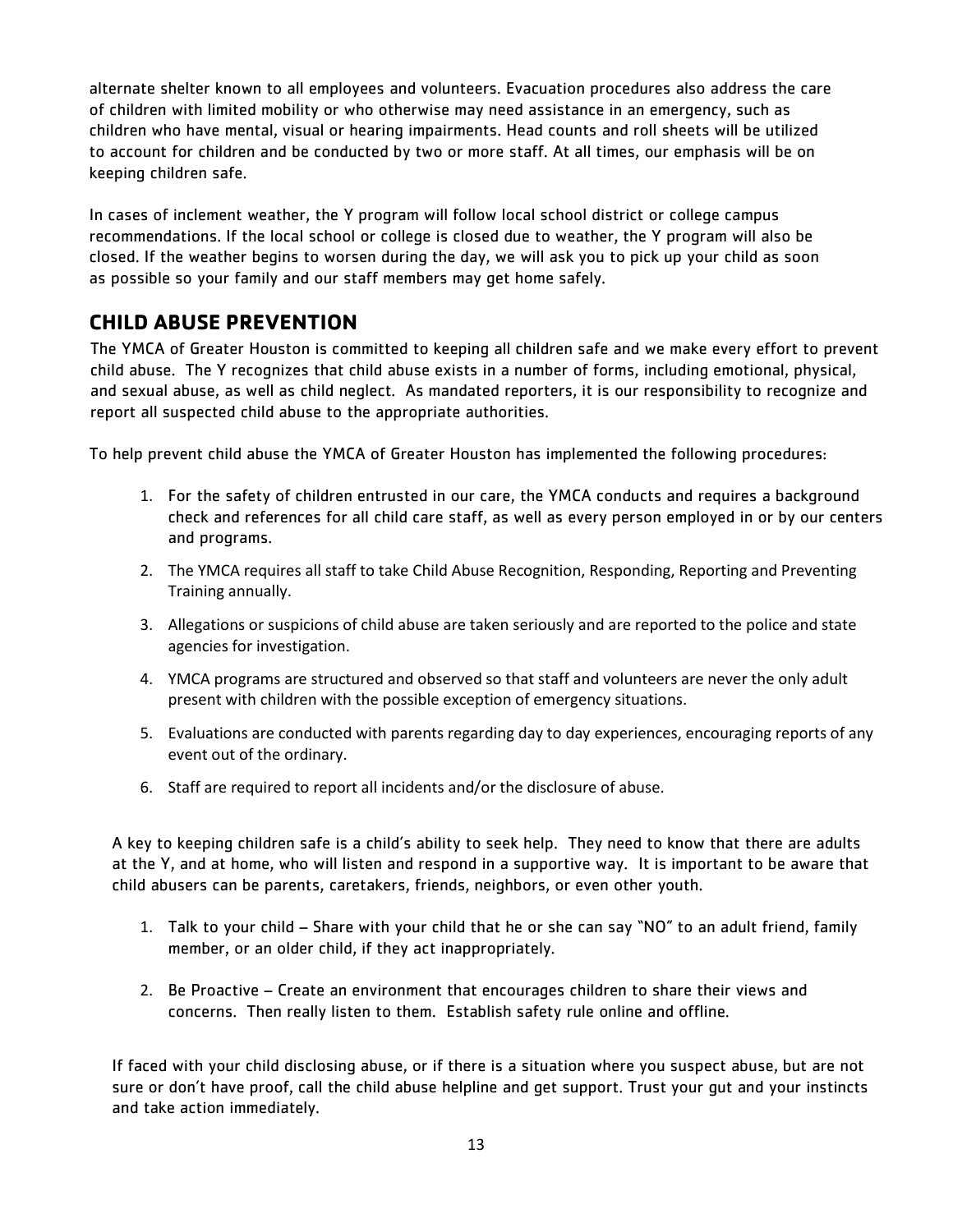alternate shelter known to all employees and volunteers. Evacuation procedures also address the care of children with limited mobility or who otherwise may need assistance in an emergency, such as children who have mental, visual or hearing impairments. Head counts and roll sheets will be utilized to account for children and be conducted by two or more staff. At all times, our emphasis will be on keeping children safe.

In cases of inclement weather, the Y program will follow local school district or college campus recommendations. If the local school or college is closed due to weather, the Y program will also be closed. If the weather begins to worsen during the day, we will ask you to pick up your child as soon as possible so your family and our staff members may get home safely.

## CHILD ABUSE PREVENTION

The YMCA of Greater Houston is committed to keeping all children safe and we make every effort to prevent child abuse. The Y recognizes that child abuse exists in a number of forms, including emotional, physical, and sexual abuse, as well as child neglect. As mandated reporters, it is our responsibility to recognize and report all suspected child abuse to the appropriate authorities.

To help prevent child abuse the YMCA of Greater Houston has implemented the following procedures:

1. For the safety of children entrusted in our care, the YMCA conducts and requires a background check and references for all child care staff, as well as every person employed in or by our centers and programs.
2. The YMCA requires all staff to take Child Abuse Recognition, Responding, Reporting and Preventing Training annually.
3. Allegations or suspicions of child abuse are taken seriously and are reported to the police and state agencies for investigation.
4. YMCA programs are structured and observed so that staff and volunteers are never the only adult present with children with the possible exception of emergency situations.
5. Evaluations are conducted with parents regarding day to day experiences, encouraging reports of any event out of the ordinary.
6. Staff are required to report all incidents and/or the disclosure of abuse.

A key to keeping children safe is a child's ability to seek help. They need to know that there are adults at the Y, and at home, who will listen and respond in a supportive way. It is important to be aware that child abusers can be parents, caretakers, friends, neighbors, or even other youth.

1. Talk to your child – Share with your child that he or she can say "NO" to an adult friend, family member, or an older child, if they act inappropriately.
2. Be Proactive – Create an environment that encourages children to share their views and concerns. Then really listen to them. Establish safety rule online and offline.

If faced with your child disclosing abuse, or if there is a situation where you suspect abuse, but are not sure or don't have proof, call the child abuse helpline and get support. Trust your gut and your instincts and take action immediately.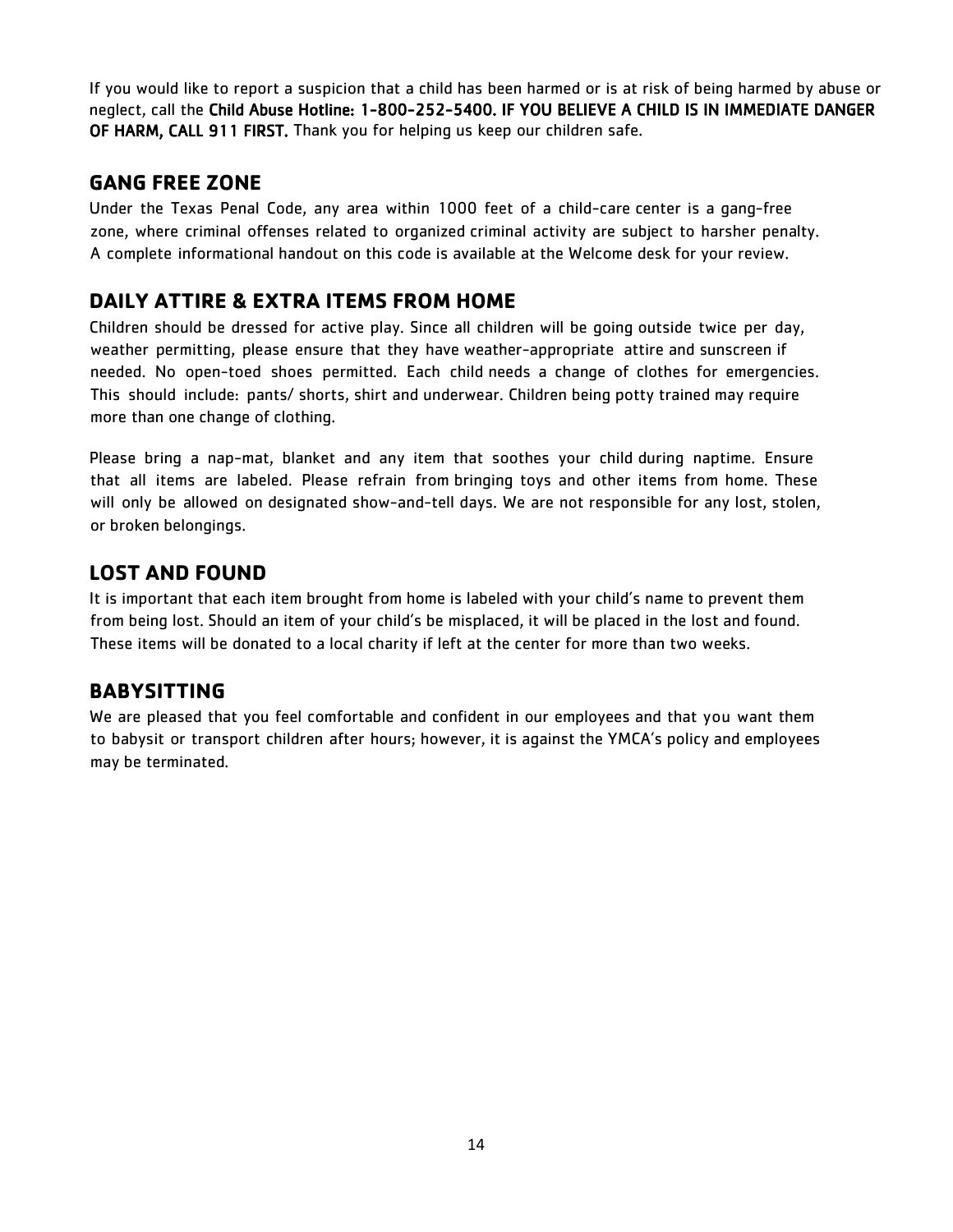If you would like to report a suspicion that a child has been harmed or is at risk of being harmed by abuse or neglect, call the **Child Abuse Hotline: 1-800-252-5400. IF YOU BELIEVE A CHILD IS IN IMMEDIATE DANGER OF HARM, CALL 911 FIRST.** Thank you for helping us keep our children safe.

## GANG FREE ZONE

Under the Texas Penal Code, any area within 1000 feet of a child-care center is a gang-free zone, where criminal offenses related to organized criminal activity are subject to harsher penalty. A complete informational handout on this code is available at the Welcome desk for your review.

## DAILY ATTIRE & EXTRA ITEMS FROM HOME

Children should be dressed for active play. Since all children will be going outside twice per day, weather permitting, please ensure that they have weather-appropriate attire and sunscreen if needed. No open-toed shoes permitted. Each child needs a change of clothes for emergencies. This should include: pants/ shorts, shirt and underwear. Children being potty trained may require more than one change of clothing.

Please bring a nap-mat, blanket and any item that soothes your child during naptime. Ensure that all items are labeled. Please refrain from bringing toys and other items from home. These will only be allowed on designated show-and-tell days. We are not responsible for any lost, stolen, or broken belongings.

## LOST AND FOUND

It is important that each item brought from home is labeled with your child's name to prevent them from being lost. Should an item of your child's be misplaced, it will be placed in the lost and found. These items will be donated to a local charity if left at the center for more than two weeks.

## BABYSITTING

We are pleased that you feel comfortable and confident in our employees and that you want them to babysit or transport children after hours; however, it is against the YMCA's policy and employees may be terminated.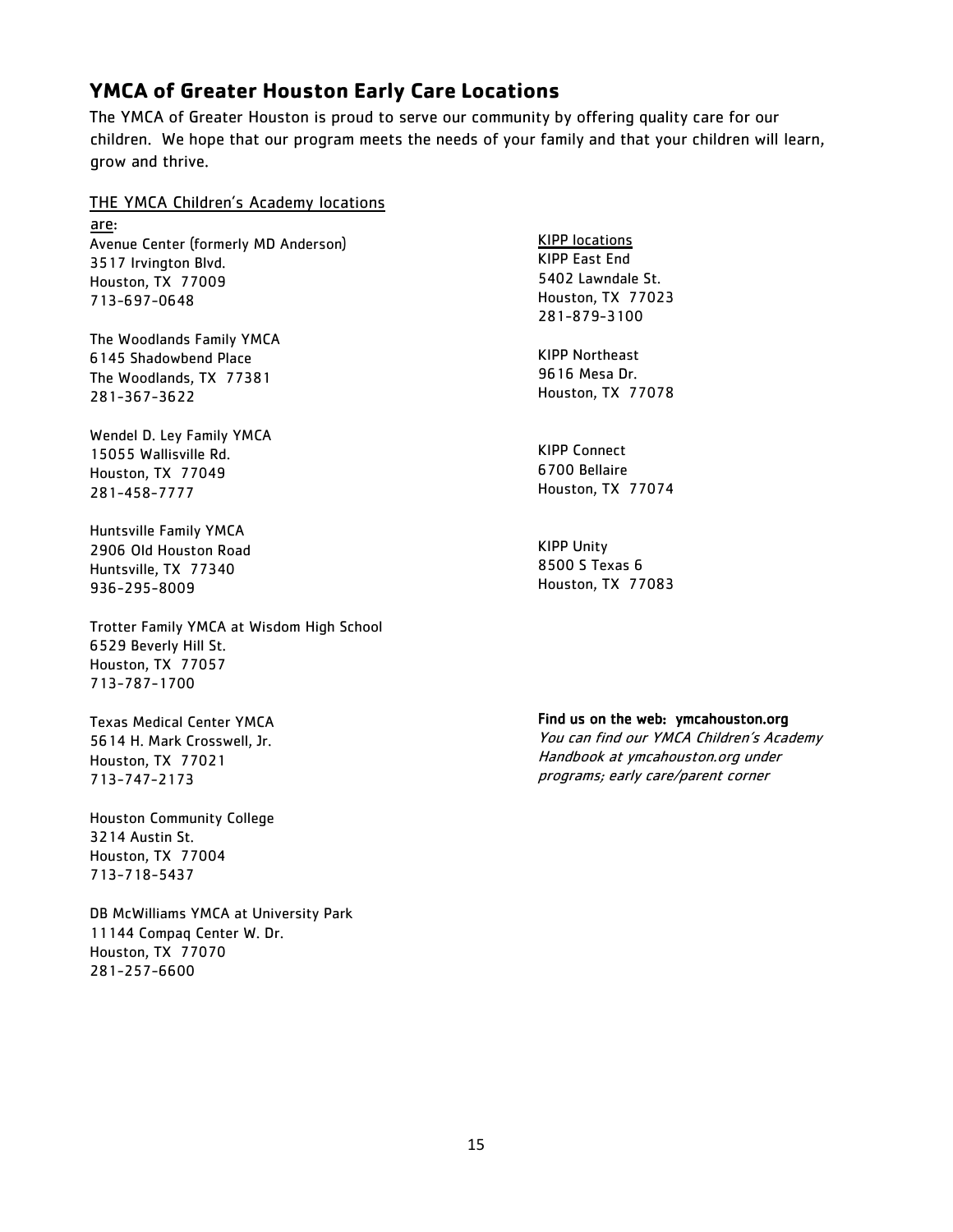## YMCA of Greater Houston Early Care Locations

The YMCA of Greater Houston is proud to serve our community by offering quality care for our children. We hope that our program meets the needs of your family and that your children will learn, grow and thrive.

<u>THE YMCA Children's Academy locations are</u>:

Avenue Center (formerly MD Anderson)
3517 Irvington Blvd.
Houston, TX 77009
713-697-0648

The Woodlands Family YMCA
6145 Shadowbend Place
The Woodlands, TX 77381
281-367-3622

Wendel D. Ley Family YMCA
15055 Wallisville Rd.
Houston, TX 77049
281-458-7777

Huntsville Family YMCA
2906 Old Houston Road
Huntsville, TX 77340
936-295-8009

Trotter Family YMCA at Wisdom High School
6529 Beverly Hill St.
Houston, TX 77057
713-787-1700

Texas Medical Center YMCA
5614 H. Mark Crosswell, Jr.
Houston, TX 77021
713-747-2173

Houston Community College
3214 Austin St.
Houston, TX 77004
713-718-5437

DB McWilliams YMCA at University Park
11144 Compaq Center W. Dr.
Houston, TX 77070
281-257-6600

<u>KIPP locations</u>

KIPP East End
5402 Lawndale St.
Houston, TX 77023
281-879-3100

KIPP Northeast
9616 Mesa Dr.
Houston, TX 77078

KIPP Connect
6700 Bellaire
Houston, TX 77074

KIPP Unity
8500 S Texas 6
Houston, TX 77083

**Find us on the web: ymcahouston.org**

*You can find our YMCA Children's Academy Handbook at ymcahouston.org under programs; early care/parent corner*